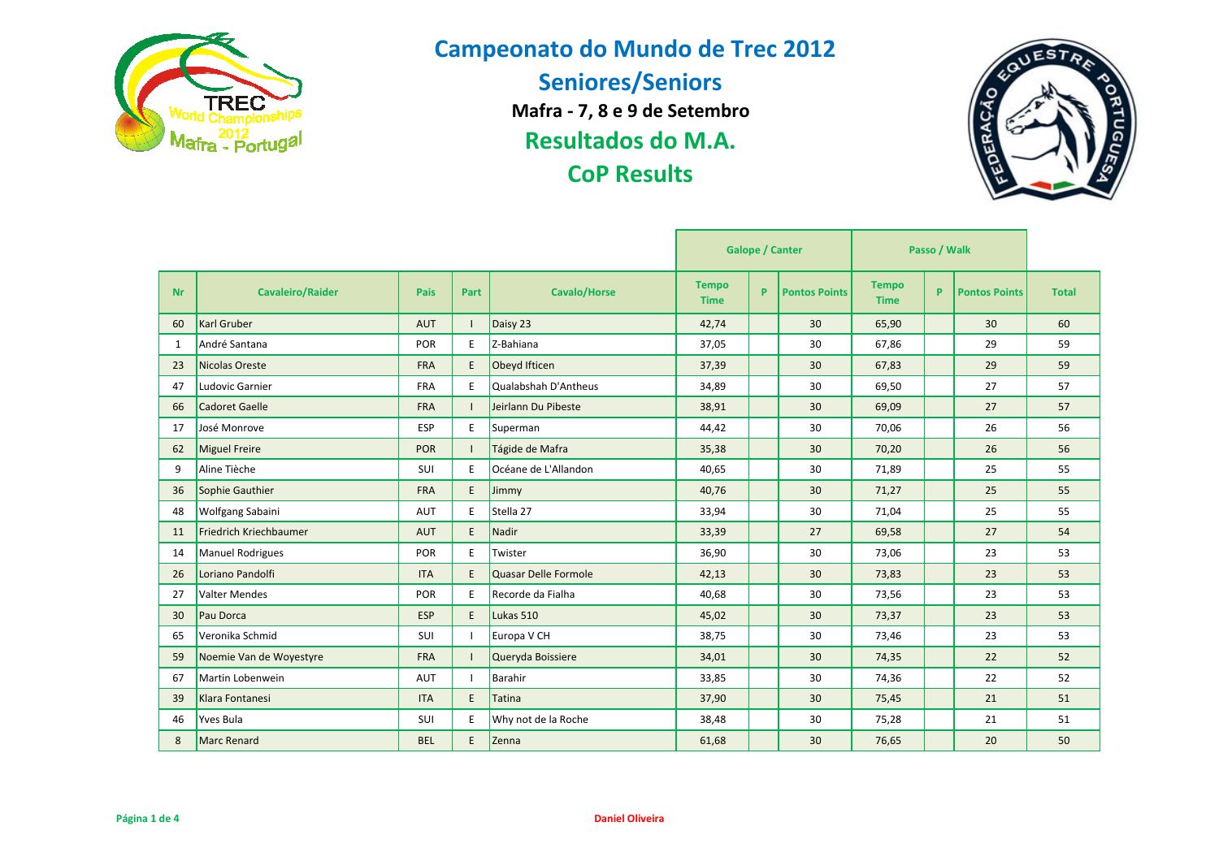# Campeonato do Mundo de Trec 2012

## Seniores/Seniors

**Mafra - 7, 8 e 9 de Setembro**

## Resultados do M.A.

## CoP Results

| Nr | Cavaleiro/Raider | Pais | Part | Cavalo/Horse | Galope / Canter | | | Passo / Walk | | | Total |
|---|---|---|---|---|---|---|---|---|---|---|---|
| | | | | | Tempo Time | P | Pontos Points | Tempo Time | P | Pontos Points | |
| 60 | Karl Gruber | AUT | I | Daisy 23 | 42,74 | | 30 | 65,90 | | 30 | 60 |
| 1 | André Santana | POR | E | Z-Bahiana | 37,05 | | 30 | 67,86 | | 29 | 59 |
| 23 | Nicolas Oreste | FRA | E | Obeyd Ifticen | 37,39 | | 30 | 67,83 | | 29 | 59 |
| 47 | Ludovic Garnier | FRA | E | Qualabshah D'Antheus | 34,89 | | 30 | 69,50 | | 27 | 57 |
| 66 | Cadoret Gaelle | FRA | I | Jeirlann Du Pibeste | 38,91 | | 30 | 69,09 | | 27 | 57 |
| 17 | José Monrove | ESP | E | Superman | 44,42 | | 30 | 70,06 | | 26 | 56 |
| 62 | Miguel Freire | POR | I | Tágide de Mafra | 35,38 | | 30 | 70,20 | | 26 | 56 |
| 9 | Aline Tièche | SUI | E | Océane de L'Allandon | 40,65 | | 30 | 71,89 | | 25 | 55 |
| 36 | Sophie Gauthier | FRA | E | Jimmy | 40,76 | | 30 | 71,27 | | 25 | 55 |
| 48 | Wolfgang Sabaini | AUT | E | Stella 27 | 33,94 | | 30 | 71,04 | | 25 | 55 |
| 11 | Friedrich Kriechbaumer | AUT | E | Nadir | 33,39 | | 27 | 69,58 | | 27 | 54 |
| 14 | Manuel Rodrigues | POR | E | Twister | 36,90 | | 30 | 73,06 | | 23 | 53 |
| 26 | Loriano Pandolfi | ITA | E | Quasar Delle Formole | 42,13 | | 30 | 73,83 | | 23 | 53 |
| 27 | Valter Mendes | POR | E | Recorde da Fialha | 40,68 | | 30 | 73,56 | | 23 | 53 |
| 30 | Pau Dorca | ESP | E | Lukas 510 | 45,02 | | 30 | 73,37 | | 23 | 53 |
| 65 | Veronika Schmid | SUI | I | Europa V CH | 38,75 | | 30 | 73,46 | | 23 | 53 |
| 59 | Noemie Van de Woyestyre | FRA | I | Queryda Boissiere | 34,01 | | 30 | 74,35 | | 22 | 52 |
| 67 | Martin Lobenwein | AUT | I | Barahir | 33,85 | | 30 | 74,36 | | 22 | 52 |
| 39 | Klara Fontanesi | ITA | E | Tatina | 37,90 | | 30 | 75,45 | | 21 | 51 |
| 46 | Yves Bula | SUI | E | Why not de la Roche | 38,48 | | 30 | 75,28 | | 21 | 51 |
| 8 | Marc Renard | BEL | E | Zenna | 61,68 | | 30 | 76,65 | | 20 | 50 |

Daniel Oliveira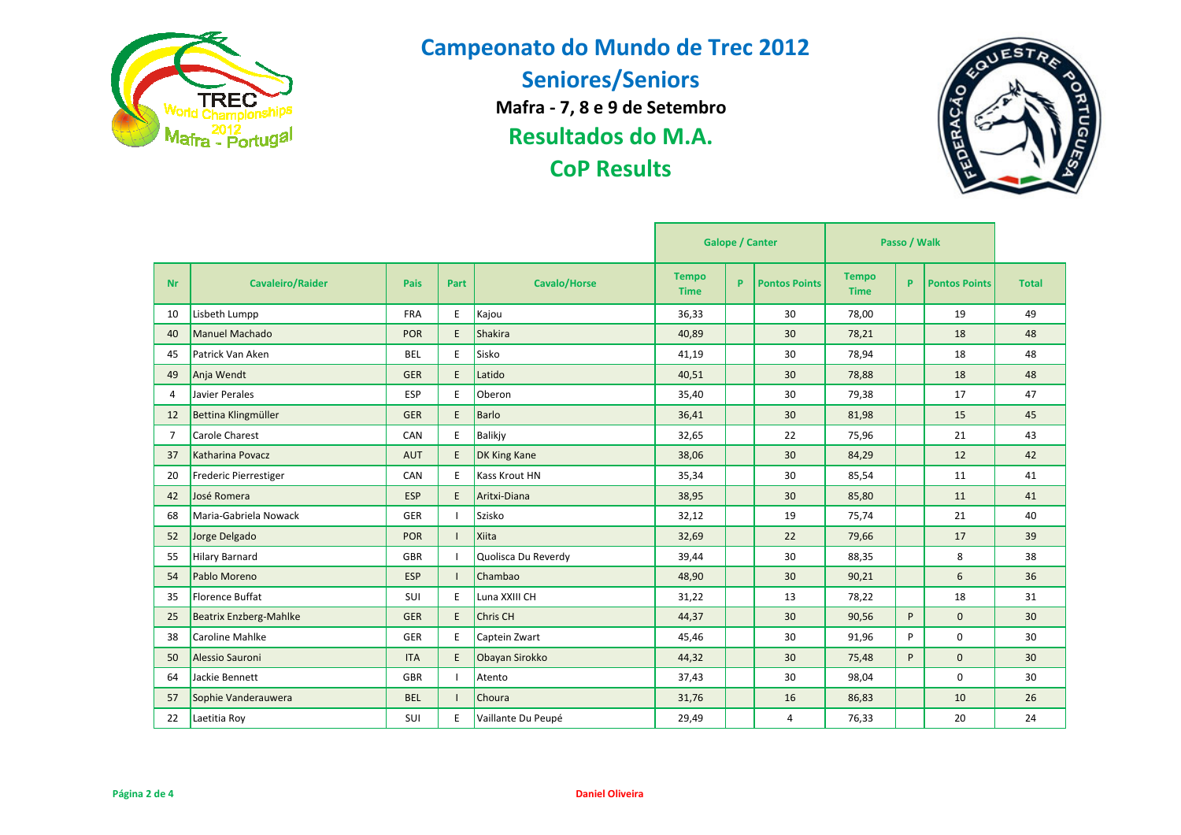# Campeonato do Mundo de Trec 2012

## Seniores/Seniors

**Mafra - 7, 8 e 9 de Setembro**

## Resultados do M.A.

## CoP Results

| Nr | Cavaleiro/Raider | Pais | Part | Cavalo/Horse | Galope / Canter | | | Passo / Walk | | | Total |
|---|---|---|---|---|---|---|---|---|---|---|---|
| | | | | | Tempo Time | P | Pontos Points | Tempo Time | P | Pontos Points | |
| 10 | Lisbeth Lumpp | FRA | E | Kajou | 36,33 | | 30 | 78,00 | | 19 | 49 |
| 40 | Manuel Machado | POR | E | Shakira | 40,89 | | 30 | 78,21 | | 18 | 48 |
| 45 | Patrick Van Aken | BEL | E | Sisko | 41,19 | | 30 | 78,94 | | 18 | 48 |
| 49 | Anja Wendt | GER | E | Latido | 40,51 | | 30 | 78,88 | | 18 | 48 |
| 4 | Javier Perales | ESP | E | Oberon | 35,40 | | 30 | 79,38 | | 17 | 47 |
| 12 | Bettina Klingmüller | GER | E | Barlo | 36,41 | | 30 | 81,98 | | 15 | 45 |
| 7 | Carole Charest | CAN | E | Balikjy | 32,65 | | 22 | 75,96 | | 21 | 43 |
| 37 | Katharina Povacz | AUT | E | DK King Kane | 38,06 | | 30 | 84,29 | | 12 | 42 |
| 20 | Frederic Pierrestiger | CAN | E | Kass Krout HN | 35,34 | | 30 | 85,54 | | 11 | 41 |
| 42 | José Romera | ESP | E | Aritxi-Diana | 38,95 | | 30 | 85,80 | | 11 | 41 |
| 68 | Maria-Gabriela Nowack | GER | I | Szisko | 32,12 | | 19 | 75,74 | | 21 | 40 |
| 52 | Jorge Delgado | POR | I | Xiita | 32,69 | | 22 | 79,66 | | 17 | 39 |
| 55 | Hilary Barnard | GBR | I | Quolisca Du Reverdy | 39,44 | | 30 | 88,35 | | 8 | 38 |
| 54 | Pablo Moreno | ESP | I | Chambao | 48,90 | | 30 | 90,21 | | 6 | 36 |
| 35 | Florence Buffat | SUI | E | Luna XXIII CH | 31,22 | | 13 | 78,22 | | 18 | 31 |
| 25 | Beatrix Enzberg-Mahlke | GER | E | Chris CH | 44,37 | | 30 | 90,56 | P | 0 | 30 |
| 38 | Caroline Mahlke | GER | E | Captein Zwart | 45,46 | | 30 | 91,96 | P | 0 | 30 |
| 50 | Alessio Sauroni | ITA | E | Obayan Sirokko | 44,32 | | 30 | 75,48 | P | 0 | 30 |
| 64 | Jackie Bennett | GBR | I | Atento | 37,43 | | 30 | 98,04 | | 0 | 30 |
| 57 | Sophie Vanderauwera | BEL | I | Choura | 31,76 | | 16 | 86,83 | | 10 | 26 |
| 22 | Laetitia Roy | SUI | E | Vaillante Du Peupé | 29,49 | | 4 | 76,33 | | 20 | 24 |

Daniel Oliveira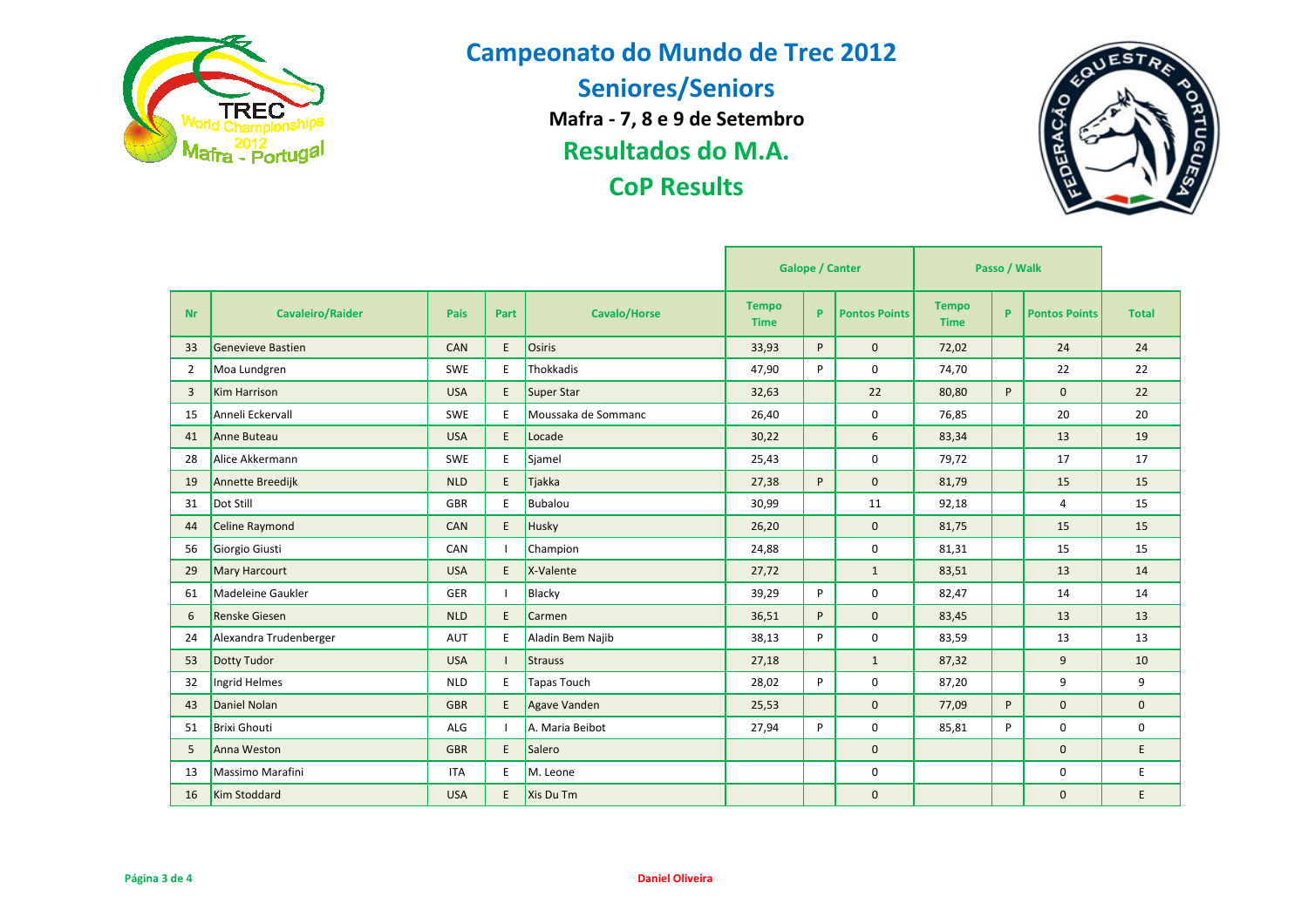# Campeonato do Mundo de Trec 2012

## Seniores/Seniors

**Mafra - 7, 8 e 9 de Setembro**

## Resultados do M.A.

## CoP Results

| Nr | Cavaleiro/Raider | Pais | Part | Cavalo/Horse | Galope / Canter | | | Passo / Walk | | | Total |
|---|---|---|---|---|---|---|---|---|---|---|---|
| | | | | | Tempo Time | P | Pontos Points | Tempo Time | P | Pontos Points | |
| 33 | Genevieve Bastien | CAN | E | Osiris | 33,93 | P | 0 | 72,02 | | 24 | 24 |
| 2 | Moa Lundgren | SWE | E | Thokkadis | 47,90 | P | 0 | 74,70 | | 22 | 22 |
| 3 | Kim Harrison | USA | E | Super Star | 32,63 | | 22 | 80,80 | P | 0 | 22 |
| 15 | Anneli Eckervall | SWE | E | Moussaka de Sommanc | 26,40 | | 0 | 76,85 | | 20 | 20 |
| 41 | Anne Buteau | USA | E | Locade | 30,22 | | 6 | 83,34 | | 13 | 19 |
| 28 | Alice Akkermann | SWE | E | Sjamel | 25,43 | | 0 | 79,72 | | 17 | 17 |
| 19 | Annette Breedijk | NLD | E | Tjakka | 27,38 | P | 0 | 81,79 | | 15 | 15 |
| 31 | Dot Still | GBR | E | Bubalou | 30,99 | | 11 | 92,18 | | 4 | 15 |
| 44 | Celine Raymond | CAN | E | Husky | 26,20 | | 0 | 81,75 | | 15 | 15 |
| 56 | Giorgio Giusti | CAN | I | Champion | 24,88 | | 0 | 81,31 | | 15 | 15 |
| 29 | Mary Harcourt | USA | E | X-Valente | 27,72 | | 1 | 83,51 | | 13 | 14 |
| 61 | Madeleine Gaukler | GER | I | Blacky | 39,29 | P | 0 | 82,47 | | 14 | 14 |
| 6 | Renske Giesen | NLD | E | Carmen | 36,51 | P | 0 | 83,45 | | 13 | 13 |
| 24 | Alexandra Trudenberger | AUT | E | Aladin Bem Najib | 38,13 | P | 0 | 83,59 | | 13 | 13 |
| 53 | Dotty Tudor | USA | I | Strauss | 27,18 | | 1 | 87,32 | | 9 | 10 |
| 32 | Ingrid Helmes | NLD | E | Tapas Touch | 28,02 | P | 0 | 87,20 | | 9 | 9 |
| 43 | Daniel Nolan | GBR | E | Agave Vanden | 25,53 | | 0 | 77,09 | P | 0 | 0 |
| 51 | Brixi Ghouti | ALG | I | A. Maria Beibot | 27,94 | P | 0 | 85,81 | P | 0 | 0 |
| 5 | Anna Weston | GBR | E | Salero | | | 0 | | | 0 | E |
| 13 | Massimo Marafini | ITA | E | M. Leone | | | 0 | | | 0 | E |
| 16 | Kim Stoddard | USA | E | Xis Du Tm | | | 0 | | | 0 | E |

Daniel Oliveira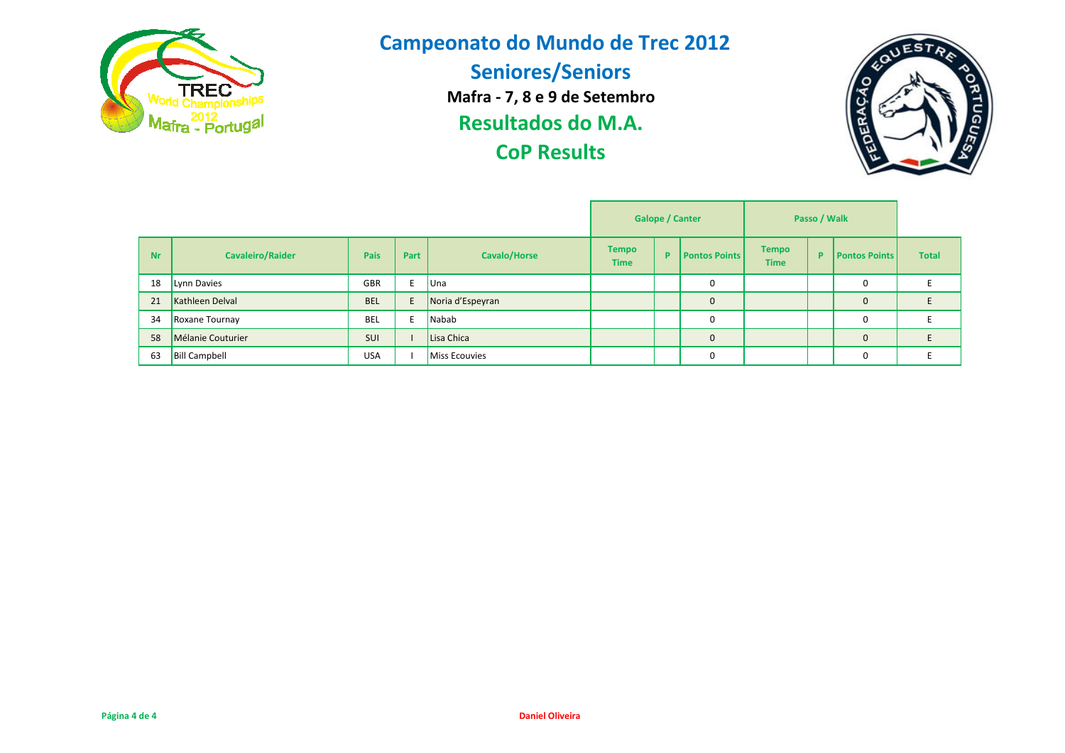# Campeonato do Mundo de Trec 2012

## Seniores/Seniors

**Mafra - 7, 8 e 9 de Setembro**

## Resultados do M.A.

## CoP Results

| Nr | Cavaleiro/Raider | Pais | Part | Cavalo/Horse | Galope / Canter | | | Passo / Walk | | | Total |
|---|---|---|---|---|---|---|---|---|---|---|---|
| | | | | | Tempo Time | P | Pontos Points | Tempo Time | P | Pontos Points | |
| 18 | Lynn Davies | GBR | E | Una | | | 0 | | | 0 | E |
| 21 | Kathleen Delval | BEL | E | Noria d'Espeyran | | | 0 | | | 0 | E |
| 34 | Roxane Tournay | BEL | E | Nabab | | | 0 | | | 0 | E |
| 58 | Mélanie Couturier | SUI | I | Lisa Chica | | | 0 | | | 0 | E |
| 63 | Bill Campbell | USA | I | Miss Ecouvies | | | 0 | | | 0 | E |

Daniel Oliveira